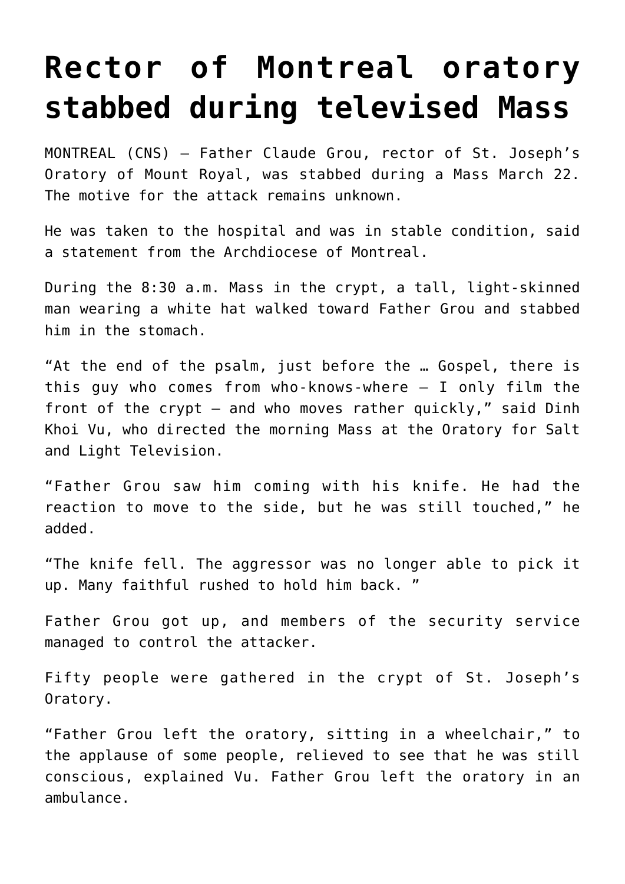# Rector of Montreal oratory stabbed during televised Mass

MONTREAL (CNS) — Father Claude Grou, rector of St. Joseph's Oratory of Mount Royal, was stabbed during a Mass March 22. The motive for the attack remains unknown.

He was taken to the hospital and was in stable condition, said a statement from the Archdiocese of Montreal.

During the 8:30 a.m. Mass in the crypt, a tall, light-skinned man wearing a white hat walked toward Father Grou and stabbed him in the stomach.

"At the end of the psalm, just before the … Gospel, there is this guy who comes from who-knows-where — I only film the front of the crypt — and who moves rather quickly," said Dinh Khoi Vu, who directed the morning Mass at the Oratory for Salt and Light Television.

"Father Grou saw him coming with his knife. He had the reaction to move to the side, but he was still touched," he added.

"The knife fell. The aggressor was no longer able to pick it up. Many faithful rushed to hold him back. "

Father Grou got up, and members of the security service managed to control the attacker.

Fifty people were gathered in the crypt of St. Joseph's Oratory.

"Father Grou left the oratory, sitting in a wheelchair," to the applause of some people, relieved to see that he was still conscious, explained Vu. Father Grou left the oratory in an ambulance.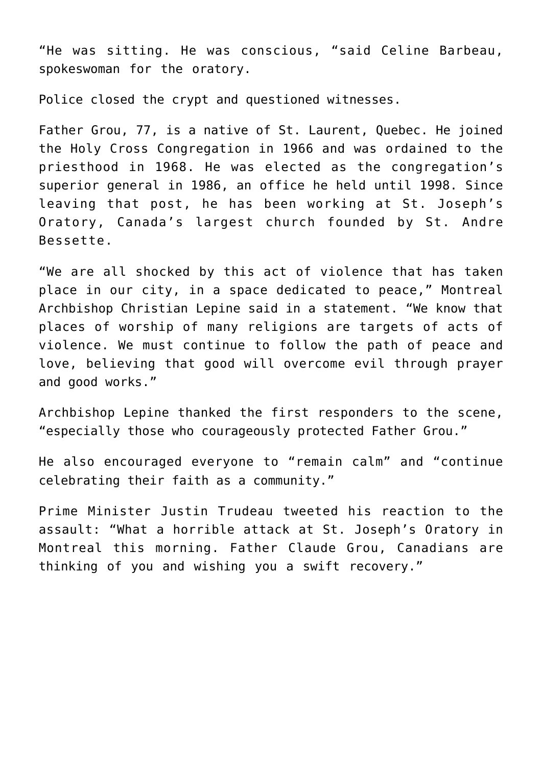"He was sitting. He was conscious, "said Celine Barbeau, spokeswoman for the oratory.

Police closed the crypt and questioned witnesses.

Father Grou, 77, is a native of St. Laurent, Quebec. He joined the Holy Cross Congregation in 1966 and was ordained to the priesthood in 1968. He was elected as the congregation's superior general in 1986, an office he held until 1998. Since leaving that post, he has been working at St. Joseph's Oratory, Canada's largest church founded by St. Andre Bessette.

"We are all shocked by this act of violence that has taken place in our city, in a space dedicated to peace," Montreal Archbishop Christian Lepine said in a statement. "We know that places of worship of many religions are targets of acts of violence. We must continue to follow the path of peace and love, believing that good will overcome evil through prayer and good works."

Archbishop Lepine thanked the first responders to the scene, "especially those who courageously protected Father Grou."

He also encouraged everyone to "remain calm" and "continue celebrating their faith as a community."

Prime Minister Justin Trudeau tweeted his reaction to the assault: "What a horrible attack at St. Joseph's Oratory in Montreal this morning. Father Claude Grou, Canadians are thinking of you and wishing you a swift recovery."